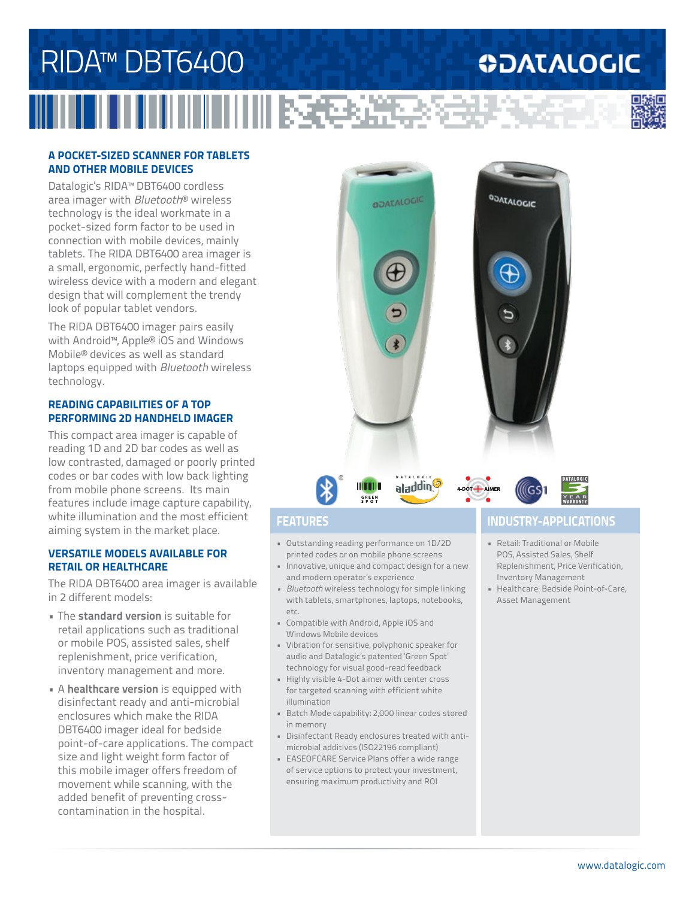# RIDA™ DBT6400

DATALOGIC

## A POCKET-SIZED SCANNER FOR TABLETS AND OTHER MOBILE DEVICES

Datalogic's RIDA™ DBT6400 cordless area imager with *Bluetooth*® wireless technology is the ideal workmate in a pocket-sized form factor to be used in connection with mobile devices, mainly tablets. The RIDA DBT6400 area imager is a small, ergonomic, perfectly hand-fitted wireless device with a modern and elegant design that will complement the trendy look of popular tablet vendors.

The RIDA DBT6400 imager pairs easily with Android™, Apple® iOS and Windows Mobile® devices as well as standard laptops equipped with *Bluetooth* wireless technology.

## READING CAPABILITIES OF A TOP PERFORMING 2D HANDHELD IMAGER

This compact area imager is capable of reading 1D and 2D bar codes as well as low contrasted, damaged or poorly printed codes or bar codes with low back lighting from mobile phone screens. Its main features include image capture capability, white illumination and the most efficient aiming system in the market place.

## VERSATILE MODELS AVAILABLE FOR RETAIL OR HEALTHCARE

The RIDA DBT6400 area imager is available in 2 different models:

- The **standard version** is suitable for retail applications such as traditional or mobile POS, assisted sales, shelf replenishment, price verification, inventory management and more.
- A **healthcare version** is equipped with disinfectant ready and anti-microbial enclosures which make the RIDA DBT6400 imager ideal for bedside point-of-care applications. The compact size and light weight form factor of this mobile imager offers freedom of movement while scanning, with the added benefit of preventing cross-contamination in the hospital.

## FEATURES

- Outstanding reading performance on 1D/2D printed codes or on mobile phone screens
- Innovative, unique and compact design for a new and modern operator's experience
- *Bluetooth* wireless technology for simple linking with tablets, smartphones, laptops, notebooks, etc.
- Compatible with Android, Apple iOS and Windows Mobile devices
- Vibration for sensitive, polyphonic speaker for audio and Datalogic's patented 'Green Spot' technology for visual good-read feedback
- Highly visible 4-Dot aimer with center cross for targeted scanning with efficient white illumination
- Batch Mode capability: 2,000 linear codes stored in memory
- Disinfectant Ready enclosures treated with anti-microbial additives (ISO22196 compliant)
- EASEOFCARE Service Plans offer a wide range of service options to protect your investment, ensuring maximum productivity and ROI

## INDUSTRY-APPLICATIONS

- Retail: Traditional or Mobile POS, Assisted Sales, Shelf Replenishment, Price Verification, Inventory Management
- Healthcare: Bedside Point-of-Care, Asset Management

www.datalogic.com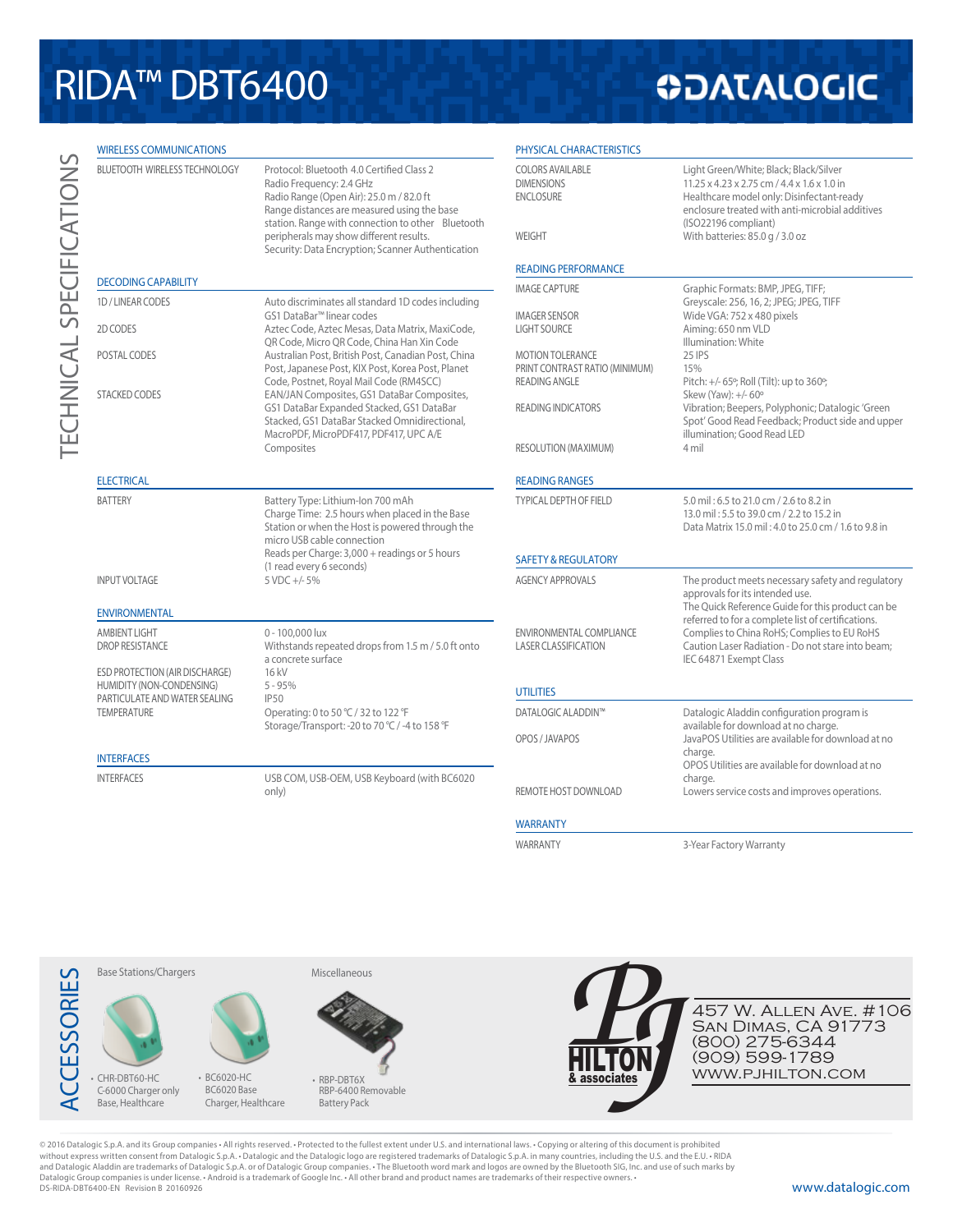# RIDA™ DBT6400

DATALOGIC

## TECHNICAL SPECIFICATIONS

### WIRELESS COMMUNICATIONS

| | |
|---|---|
| BLUETOOTH WIRELESS TECHNOLOGY | Protocol: Bluetooth 4.0 Certified Class 2<br>Radio Frequency: 2.4 GHz<br>Radio Range (Open Air): 25.0 m / 82.0 ft<br>Range distances are measured using the base station. Range with connection to other Bluetooth peripherals may show different results.<br>Security: Data Encryption; Scanner Authentication |

### DECODING CAPABILITY

| | |
|---|---|
| 1D / LINEAR CODES | Auto discriminates all standard 1D codes including GS1 DataBar™ linear codes |
| 2D CODES | Aztec Code, Aztec Mesas, Data Matrix, MaxiCode, QR Code, Micro QR Code, China Han Xin Code |
| POSTAL CODES | Australian Post, British Post, Canadian Post, China Post, Japanese Post, KIX Post, Korea Post, Planet Code, Postnet, Royal Mail Code (RM4SCC) |
| STACKED CODES | EAN/JAN Composites, GS1 DataBar Composites, GS1 DataBar Expanded Stacked, GS1 DataBar Stacked, GS1 DataBar Stacked Omnidirectional, MacroPDF, MicroPDF417, PDF417, UPC A/E Composites |

### ELECTRICAL

| | |
|---|---|
| BATTERY | Battery Type: Lithium-Ion 700 mAh<br>Charge Time: 2.5 hours when placed in the Base Station or when the Host is powered through the micro USB cable connection<br>Reads per Charge: 3,000 + readings or 5 hours (1 read every 6 seconds) |
| INPUT VOLTAGE | 5 VDC +/- 5% |

### ENVIRONMENTAL

| | |
|---|---|
| AMBIENT LIGHT | 0 - 100,000 lux |
| DROP RESISTANCE | Withstands repeated drops from 1.5 m / 5.0 ft onto a concrete surface |
| ESD PROTECTION (AIR DISCHARGE) | 16 kV |
| HUMIDITY (NON-CONDENSING) | 5 - 95% |
| PARTICULATE AND WATER SEALING | IP50 |
| TEMPERATURE | Operating: 0 to 50 °C / 32 to 122 °F<br>Storage/Transport: -20 to 70 °C / -4 to 158 °F |

### INTERFACES

| | |
|---|---|
| INTERFACES | USB COM, USB-OEM, USB Keyboard (with BC6020 only) |

### PHYSICAL CHARACTERISTICS

| | |
|---|---|
| COLORS AVAILABLE | Light Green/White; Black; Black/Silver |
| DIMENSIONS | 11.25 x 4.23 x 2.75 cm / 4.4 x 1.6 x 1.0 in |
| ENCLOSURE | Healthcare model only: Disinfectant-ready enclosure treated with anti-microbial additives (ISO22196 compliant) |
| WEIGHT | With batteries: 85.0 g / 3.0 oz |

### READING PERFORMANCE

| | |
|---|---|
| IMAGE CAPTURE | Graphic Formats: BMP, JPEG, TIFF;<br>Greyscale: 256, 16, 2; JPEG, TIFF |
| IMAGER SENSOR | Wide VGA: 752 x 480 pixels |
| LIGHT SOURCE | Aiming: 650 nm VLD<br>Illumination: White |
| MOTION TOLERANCE | 25 IPS |
| PRINT CONTRAST RATIO (MINIMUM) | 15% |
| READING ANGLE | Pitch: +/- 65°; Roll (Tilt): up to 360°;<br>Skew (Yaw): +/- 60° |
| READING INDICATORS | Vibration; Beepers, Polyphonic; Datalogic 'Green Spot' Good Read Feedback; Product side and upper illumination; Good Read LED |
| RESOLUTION (MAXIMUM) | 4 mil |

### READING RANGES

| | |
|---|---|
| TYPICAL DEPTH OF FIELD | 5.0 mil : 6.5 to 21.0 cm / 2.6 to 8.2 in<br>13.0 mil : 5.5 to 39.0 cm / 2.2 to 15.2 in<br>Data Matrix 15.0 mil : 4.0 to 25.0 cm / 1.6 to 9.8 in |

### SAFETY & REGULATORY

| | |
|---|---|
| AGENCY APPROVALS | The product meets necessary safety and regulatory approvals for its intended use.<br>The Quick Reference Guide for this product can be referred to for a complete list of certifications. |
| ENVIRONMENTAL COMPLIANCE | Complies to China RoHS; Complies to EU RoHS |
| LASER CLASSIFICATION | Caution Laser Radiation - Do not stare into beam; IEC 64871 Exempt Class |

### UTILITIES

| | |
|---|---|
| DATALOGIC ALADDIN™ | Datalogic Aladdin configuration program is available for download at no charge. |
| OPOS / JAVAPOS | JavaPOS Utilities are available for download at no charge.<br>OPOS Utilities are available for download at no charge. |
| REMOTE HOST DOWNLOAD | Lowers service costs and improves operations. |

### WARRANTY

| | |
|---|---|
| WARRANTY | 3-Year Factory Warranty |

## ACCESSORIES

**Base Stations/Chargers**

- CHR-DBT60-HC C-6000 Charger only Base, Healthcare
- BC6020-HC BC6020 Base Charger, Healthcare

**Miscellaneous**

- RBP-DBT6X RBP-6400 Removable Battery Pack

PJ HILTON & associates
457 W. Allen Ave. #106
San Dimas, CA 91773
(800) 275-6344
(909) 599-1789
www.pjhilton.com

© 2016 Datalogic S.p.A. and its Group companies • All rights reserved. • Protected to the fullest extent under U.S. and international laws. • Copying or altering of this document is prohibited without express written consent from Datalogic S.p.A. • Datalogic and the Datalogic logo are registered trademarks of Datalogic S.p.A. in many countries, including the U.S. and the E.U. • RIDA and Datalogic Aladdin are trademarks of Datalogic S.p.A. or of Datalogic Group companies. • The Bluetooth word mark and logos are owned by the Bluetooth SIG, Inc. and use of such marks by Datalogic Group companies is under license. • Android is a trademark of Google Inc. • All other brand and product names are trademarks of their respective owners. •
DS-RIDA-DBT6400-EN Revision B 20160926

www.datalogic.com